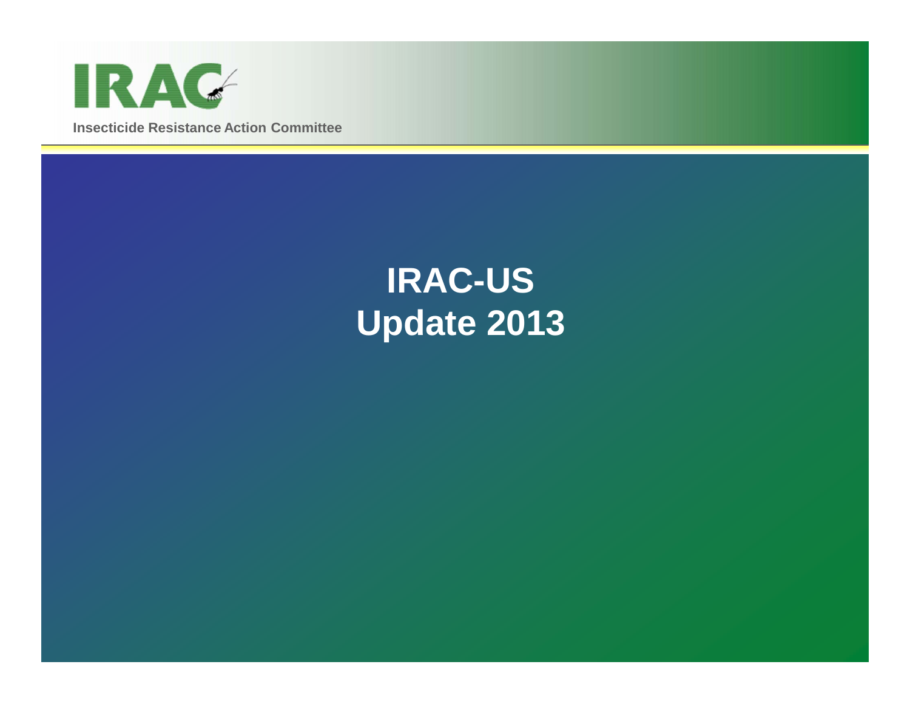IRAC

Insecticide Resistance Action Committee

# IRAC-US
# Update 2013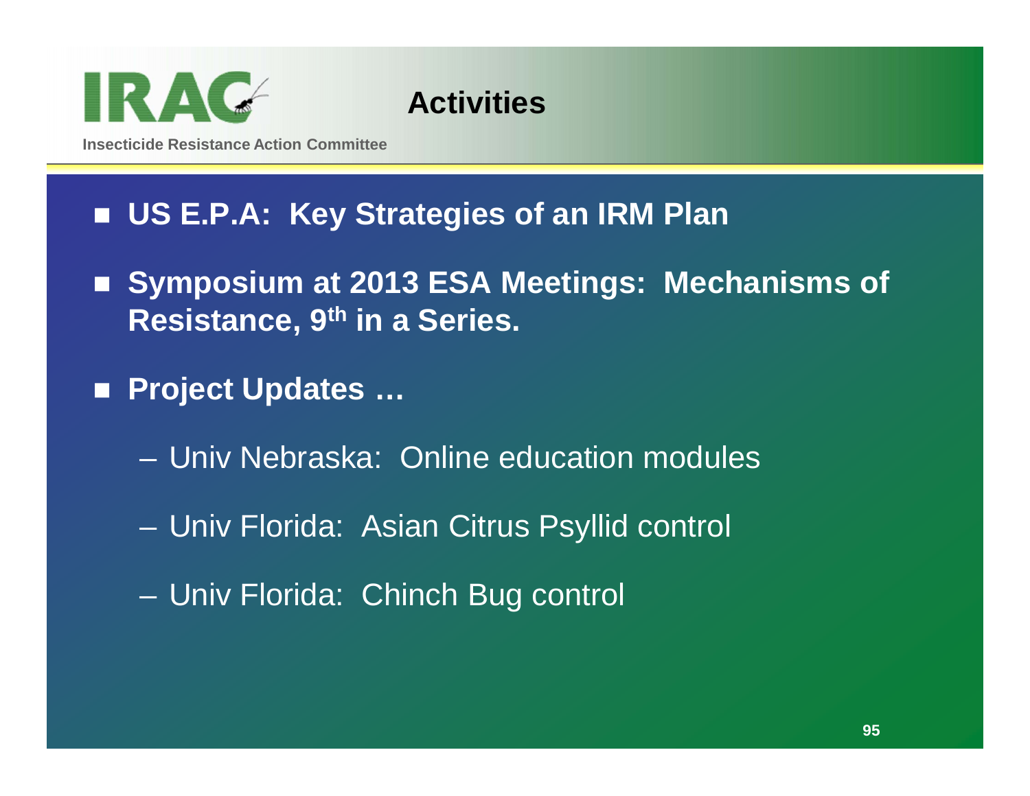# Activities

Insecticide Resistance Action Committee

- **US E.P.A: Key Strategies of an IRM Plan**
- **Symposium at 2013 ESA Meetings: Mechanisms of Resistance, 9th in a Series.**
- **Project Updates …**
  - Univ Nebraska: Online education modules
  - Univ Florida: Asian Citrus Psyllid control
  - Univ Florida: Chinch Bug control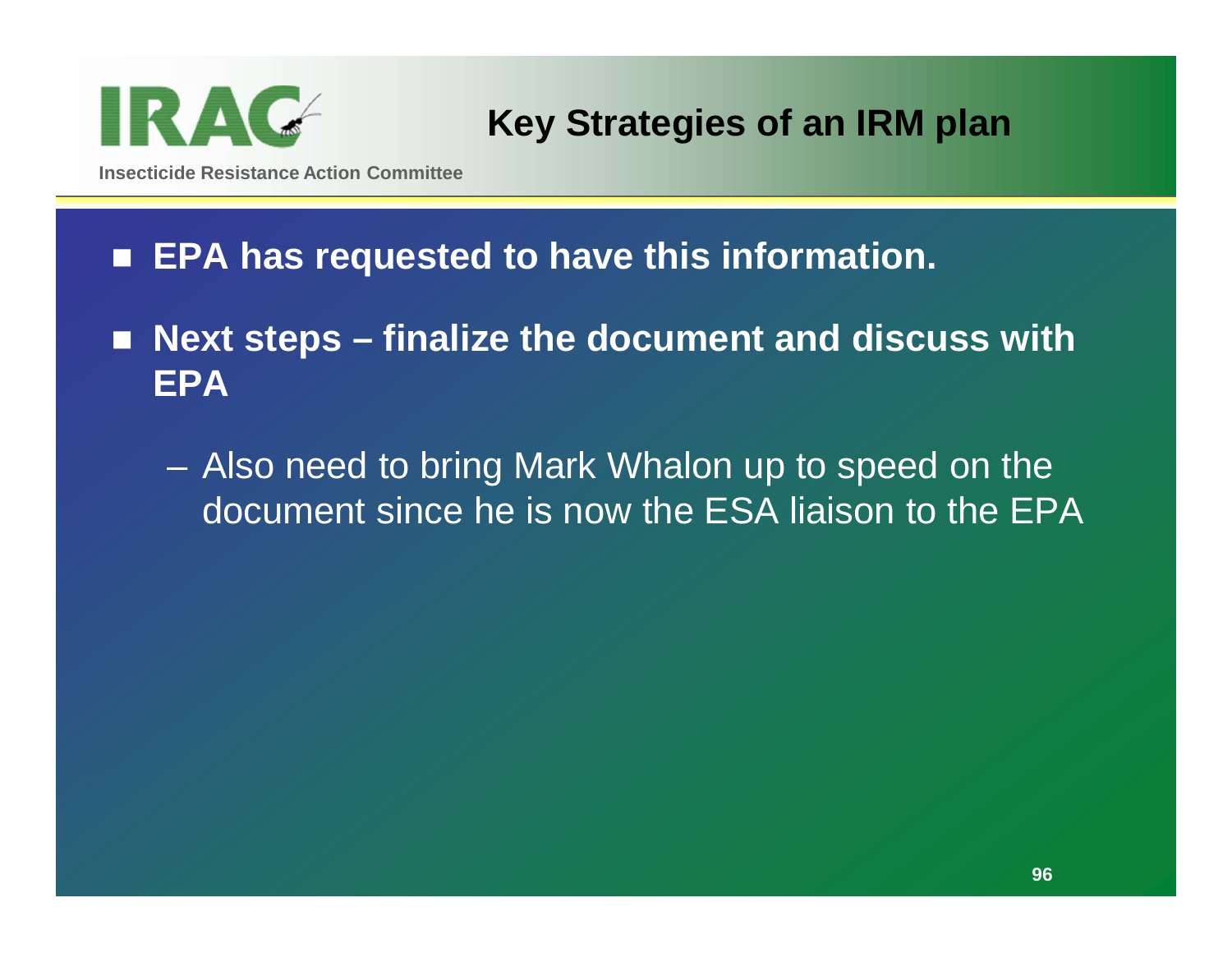# Key Strategies of an IRM plan

Insecticide Resistance Action Committee

- **EPA has requested to have this information.**
- **Next steps – finalize the document and discuss with EPA**
  - Also need to bring Mark Whalon up to speed on the document since he is now the ESA liaison to the EPA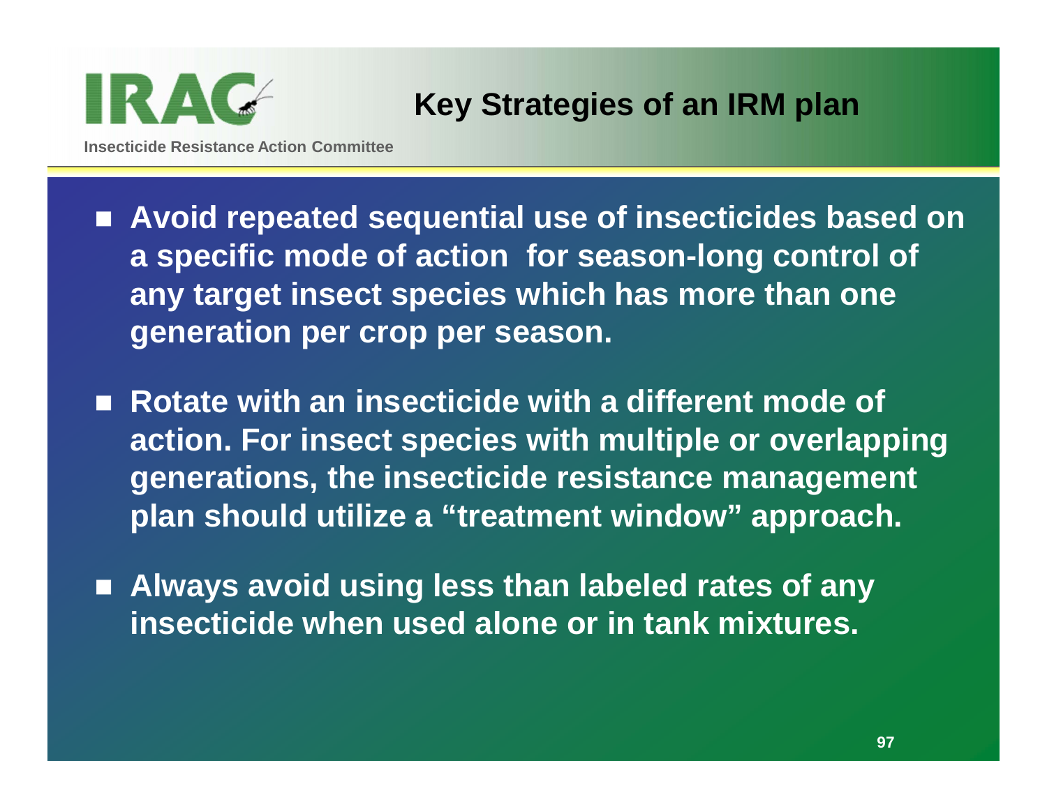IRAC

Insecticide Resistance Action Committee

# Key Strategies of an IRM plan

- **Avoid repeated sequential use of insecticides based on a specific mode of action for season-long control of any target insect species which has more than one generation per crop per season.**
- **Rotate with an insecticide with a different mode of action. For insect species with multiple or overlapping generations, the insecticide resistance management plan should utilize a "treatment window" approach.**
- **Always avoid using less than labeled rates of any insecticide when used alone or in tank mixtures.**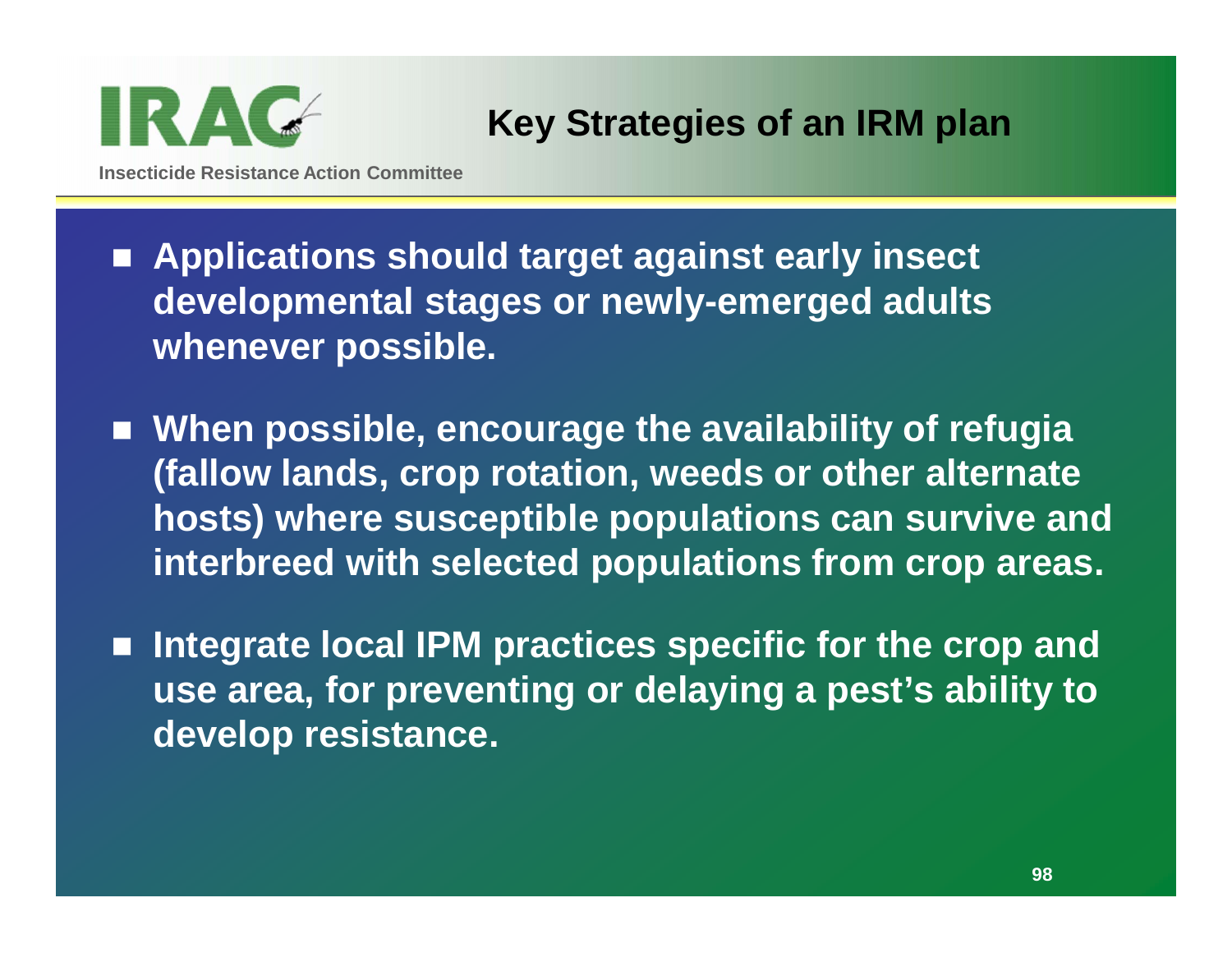Insecticide Resistance Action Committee

# Key Strategies of an IRM plan

- **Applications should target against early insect developmental stages or newly-emerged adults whenever possible.**
- **When possible, encourage the availability of refugia (fallow lands, crop rotation, weeds or other alternate hosts) where susceptible populations can survive and interbreed with selected populations from crop areas.**
- **Integrate local IPM practices specific for the crop and use area, for preventing or delaying a pest's ability to develop resistance.**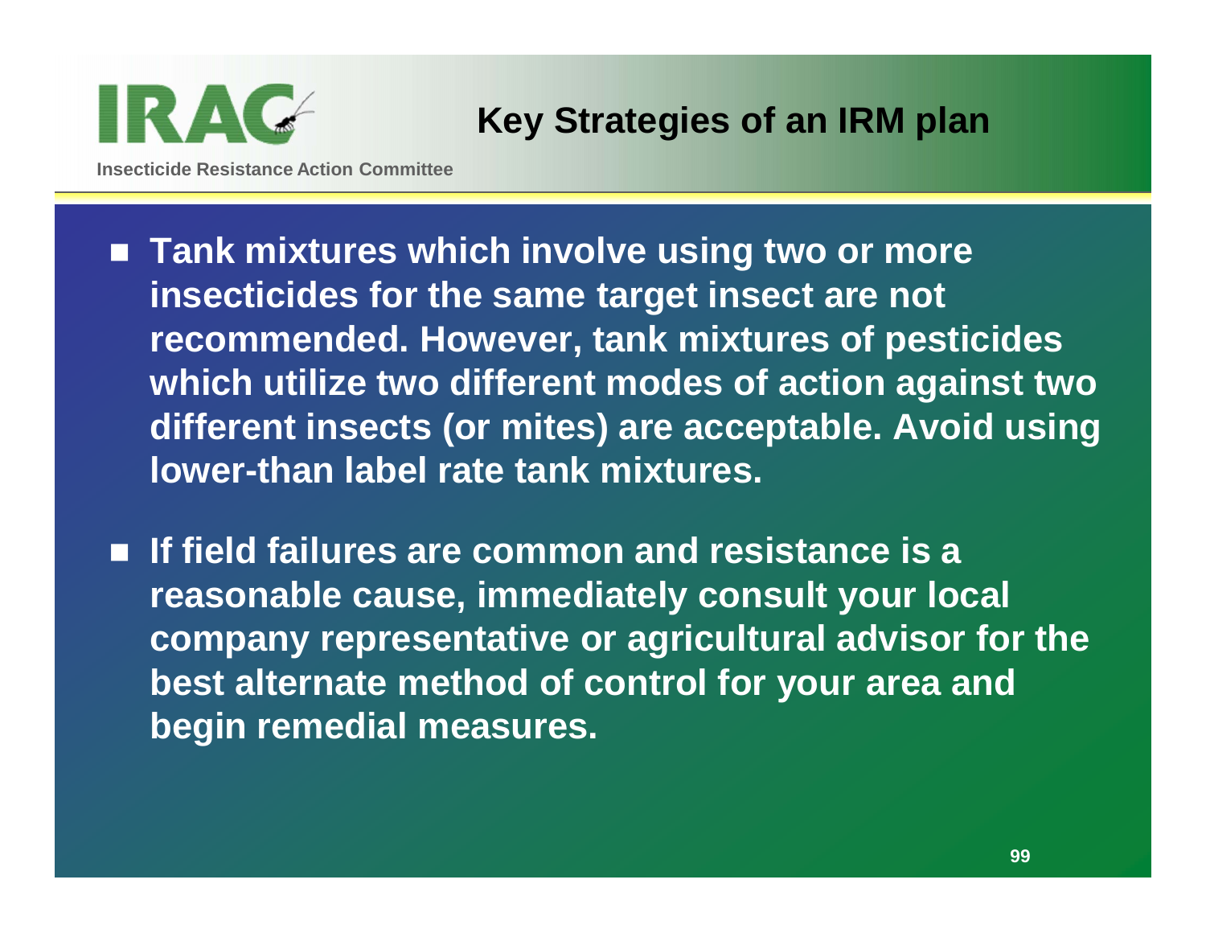IRAC

Insecticide Resistance Action Committee

# Key Strategies of an IRM plan

- **Tank mixtures which involve using two or more insecticides for the same target insect are not recommended. However, tank mixtures of pesticides which utilize two different modes of action against two different insects (or mites) are acceptable. Avoid using lower-than label rate tank mixtures.**
- **If field failures are common and resistance is a reasonable cause, immediately consult your local company representative or agricultural advisor for the best alternate method of control for your area and begin remedial measures.**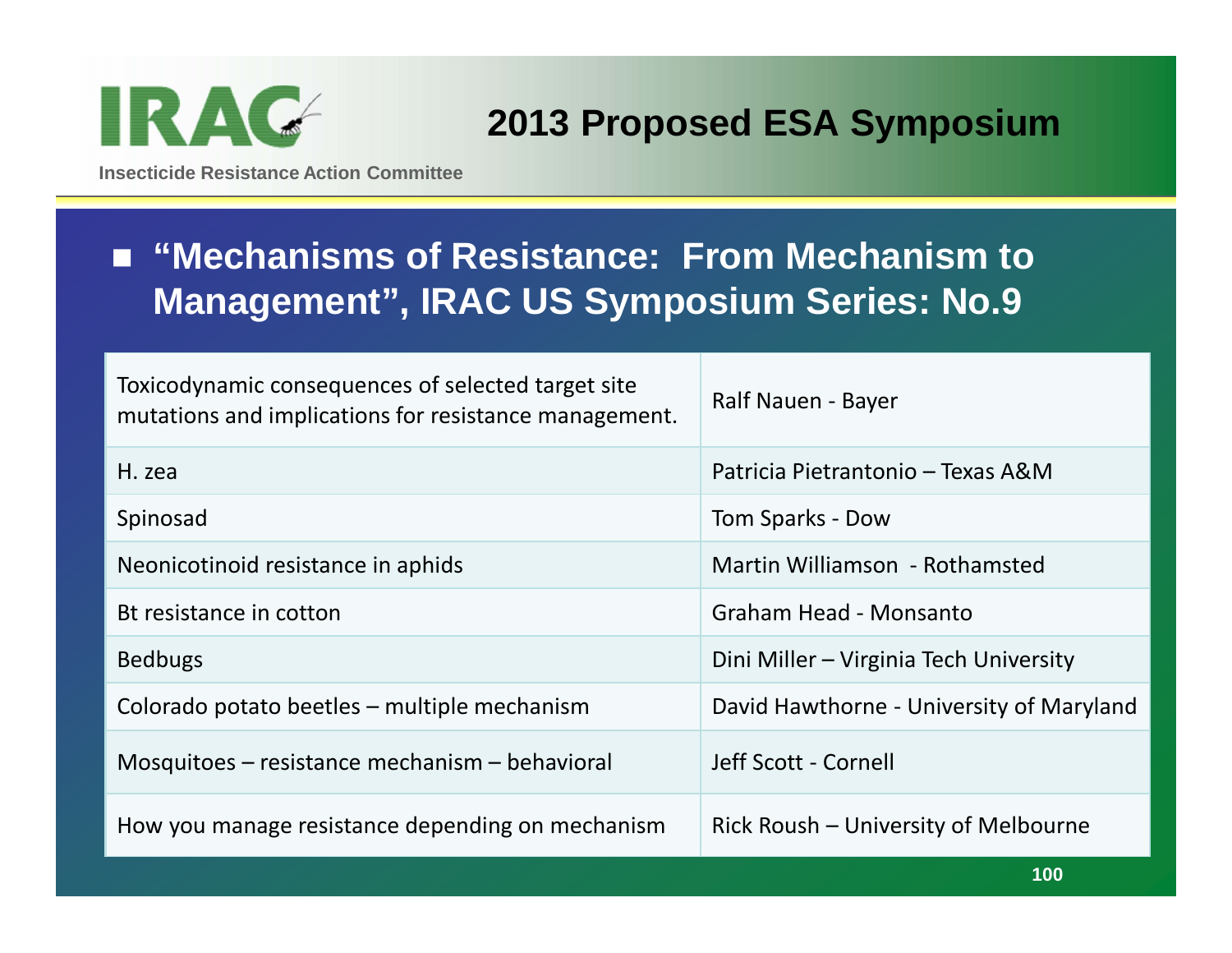# 2013 Proposed ESA Symposium

**IRAC** — Insecticide Resistance Action Committee

- **"Mechanisms of Resistance: From Mechanism to Management", IRAC US Symposium Series: No.9**

| | |
|---|---|
| Toxicodynamic consequences of selected target site mutations and implications for resistance management. | Ralf Nauen - Bayer |
| H. zea | Patricia Pietrantonio – Texas A&M |
| Spinosad | Tom Sparks - Dow |
| Neonicotinoid resistance in aphids | Martin Williamson - Rothamsted |
| Bt resistance in cotton | Graham Head - Monsanto |
| Bedbugs | Dini Miller – Virginia Tech University |
| Colorado potato beetles – multiple mechanism | David Hawthorne - University of Maryland |
| Mosquitoes – resistance mechanism – behavioral | Jeff Scott - Cornell |
| How you manage resistance depending on mechanism | Rick Roush – University of Melbourne |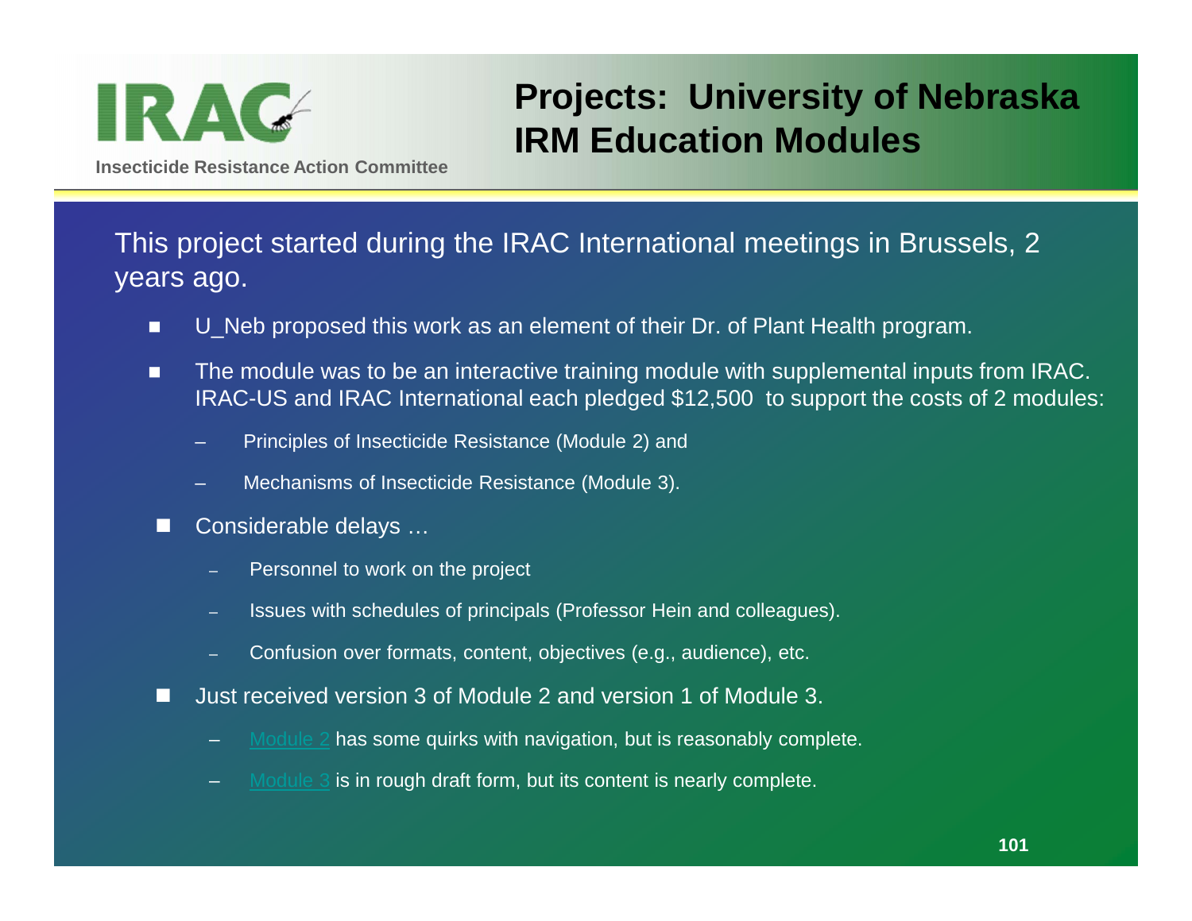IRAC

Insecticide Resistance Action Committee

# Projects: University of Nebraska IRM Education Modules

This project started during the IRAC International meetings in Brussels, 2 years ago.

- U_Neb proposed this work as an element of their Dr. of Plant Health program.
- The module was to be an interactive training module with supplemental inputs from IRAC. IRAC-US and IRAC International each pledged $12,500 to support the costs of 2 modules:
  - Principles of Insecticide Resistance (Module 2) and
  - Mechanisms of Insecticide Resistance (Module 3).
- Considerable delays …
  - Personnel to work on the project
  - Issues with schedules of principals (Professor Hein and colleagues).
  - Confusion over formats, content, objectives (e.g., audience), etc.
- Just received version 3 of Module 2 and version 1 of Module 3.
  - Module 2 has some quirks with navigation, but is reasonably complete.
  - Module 3 is in rough draft form, but its content is nearly complete.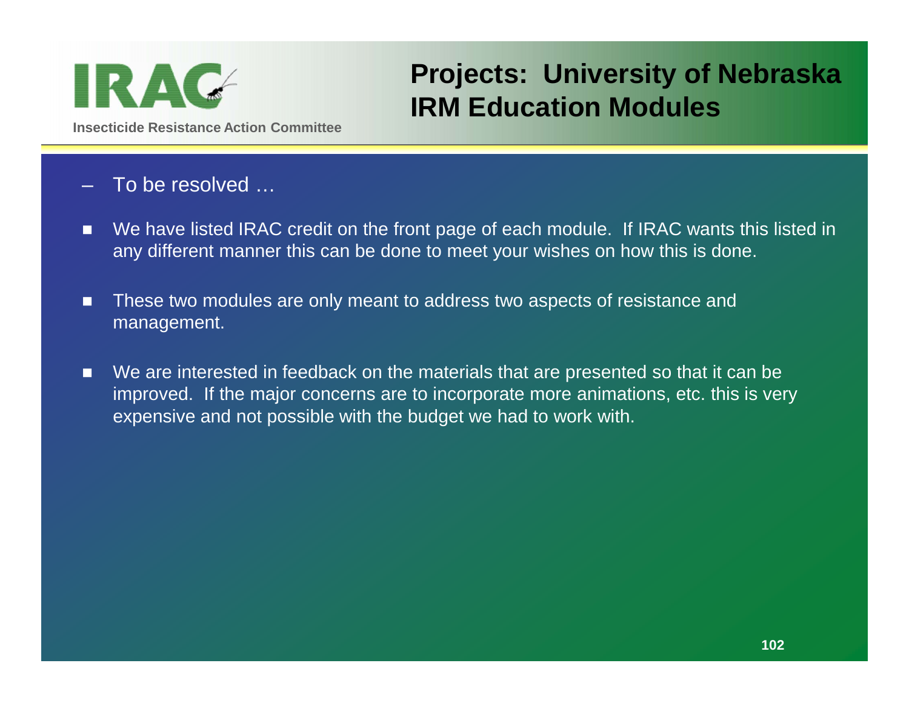# Projects: University of Nebraska IRM Education Modules

IRAC

Insecticide Resistance Action Committee

- To be resolved …

- We have listed IRAC credit on the front page of each module. If IRAC wants this listed in any different manner this can be done to meet your wishes on how this is done.
- These two modules are only meant to address two aspects of resistance and management.
- We are interested in feedback on the materials that are presented so that it can be improved. If the major concerns are to incorporate more animations, etc. this is very expensive and not possible with the budget we had to work with.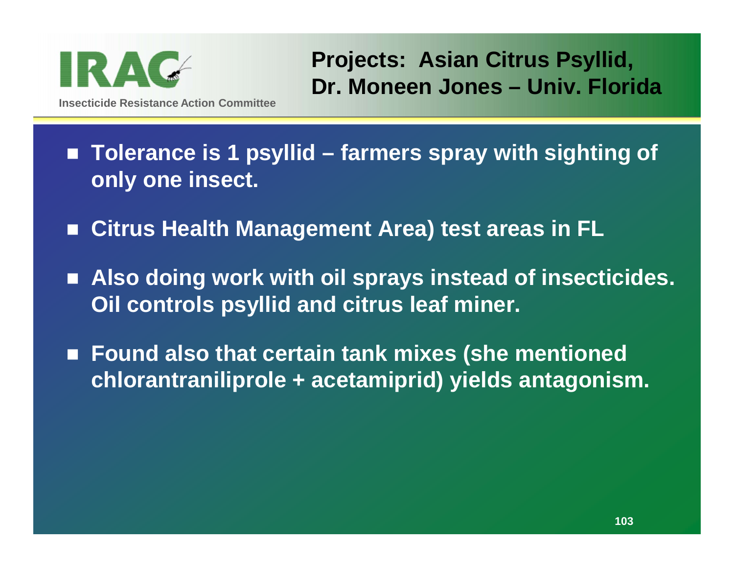IRAC

Insecticide Resistance Action Committee

# Projects: Asian Citrus Psyllid, Dr. Moneen Jones – Univ. Florida

- **Tolerance is 1 psyllid – farmers spray with sighting of only one insect.**
- **Citrus Health Management Area) test areas in FL**
- **Also doing work with oil sprays instead of insecticides. Oil controls psyllid and citrus leaf miner.**
- **Found also that certain tank mixes (she mentioned chlorantraniliprole + acetamiprid) yields antagonism.**